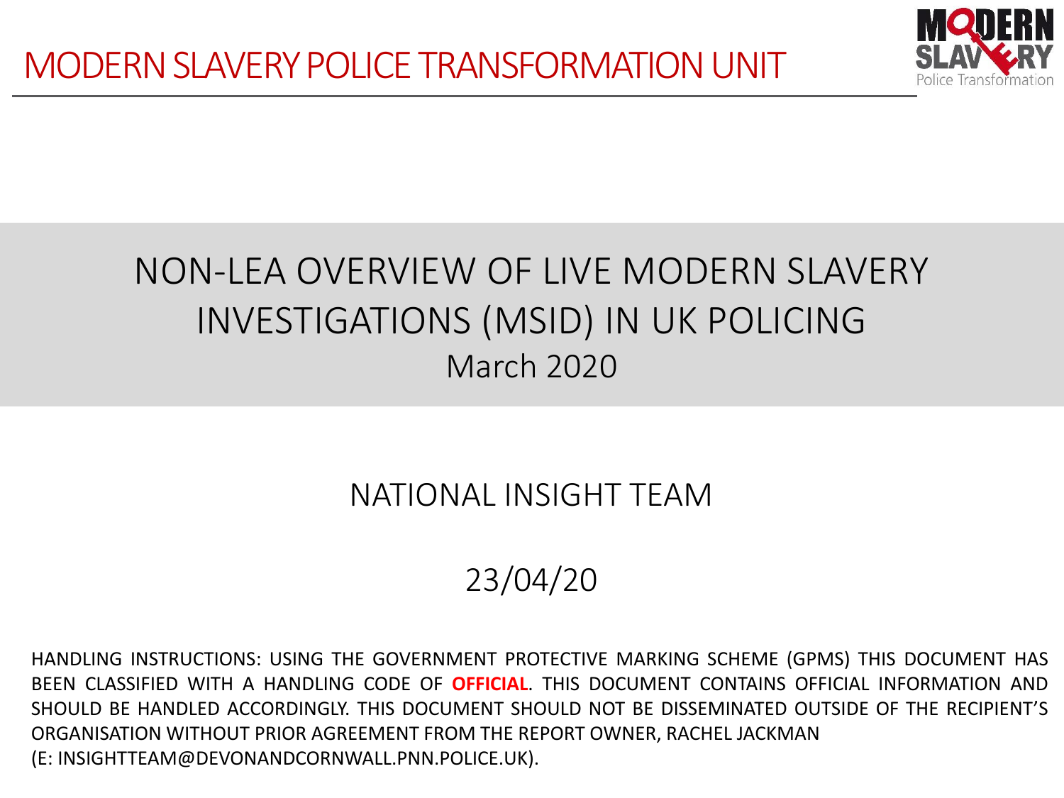# MODERN SLAVERY POLICE TRANSFORMATION UNIT

MODERN SLAVERY Police Transformation

## NON-LEA OVERVIEW OF LIVE MODERN SLAVERY INVESTIGATIONS (MSID) IN UK POLICING

March 2020

NATIONAL INSIGHT TEAM

23/04/20

HANDLING INSTRUCTIONS: USING THE GOVERNMENT PROTECTIVE MARKING SCHEME (GPMS) THIS DOCUMENT HAS BEEN CLASSIFIED WITH A HANDLING CODE OF **OFFICIAL**. THIS DOCUMENT CONTAINS OFFICIAL INFORMATION AND SHOULD BE HANDLED ACCORDINGLY. THIS DOCUMENT SHOULD NOT BE DISSEMINATED OUTSIDE OF THE RECIPIENT'S ORGANISATION WITHOUT PRIOR AGREEMENT FROM THE REPORT OWNER, RACHEL JACKMAN (E: INSIGHTTEAM@DEVONANDCORNWALL.PNN.POLICE.UK).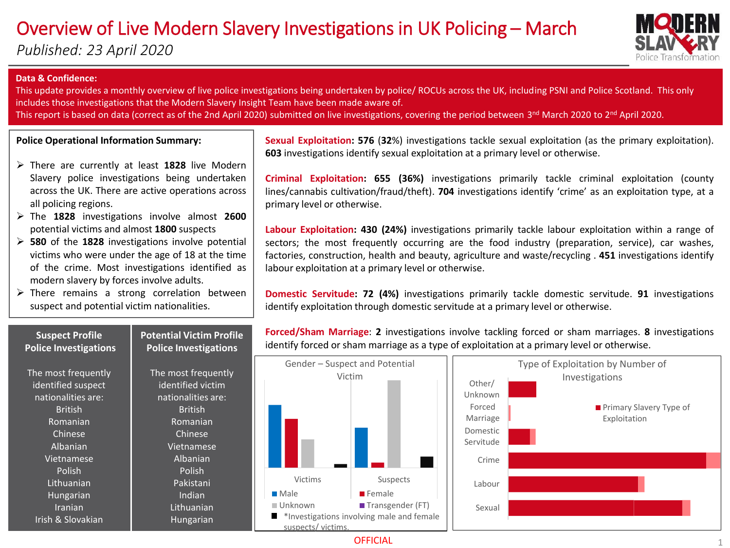# Overview of Live Modern Slavery Investigations in UK Policing – March

*Published: 23 April 2020*

**Data & Confidence:**

This update provides a monthly overview of live police investigations being undertaken by police/ ROCUs across the UK, including PSNI and Police Scotland. This only includes those investigations that the Modern Slavery Insight Team have been made aware of.

This report is based on data (correct as of the 2nd April 2020) submitted on live investigations, covering the period between 3rd March 2020 to 2nd April 2020.

**Police Operational Information Summary:**

- There are currently at least **1828** live Modern Slavery police investigations being undertaken across the UK. There are active operations across all policing regions.
- The **1828** investigations involve almost **2600** potential victims and almost **1800** suspects
- **580** of the **1828** investigations involve potential victims who were under the age of 18 at the time of the crime. Most investigations identified as modern slavery by forces involve adults.
- There remains a strong correlation between suspect and potential victim nationalities.

| Suspect Profile Police Investigations | Potential Victim Profile Police Investigations |
|---|---|
| The most frequently identified suspect nationalities are: | The most frequently identified victim nationalities are: |
| British | British |
| Romanian | Romanian |
| Chinese | Chinese |
| Albanian | Vietnamese |
| Vietnamese | Albanian |
| Polish | Polish |
| Lithuanian | Pakistani |
| Hungarian | Indian |
| Iranian | Lithuanian |
| Irish & Slovakian | Hungarian |

**Sexual Exploitation: 576** (**32**%) investigations tackle sexual exploitation (as the primary exploitation). **603** investigations identify sexual exploitation at a primary level or otherwise.

**Criminal Exploitation: 655 (36%)** investigations primarily tackle criminal exploitation (county lines/cannabis cultivation/fraud/theft). **704** investigations identify 'crime' as an exploitation type, at a primary level or otherwise.

**Labour Exploitation: 430 (24%)** investigations primarily tackle labour exploitation within a range of sectors; the most frequently occurring are the food industry (preparation, service), car washes, factories, construction, health and beauty, agriculture and waste/recycling . **451** investigations identify labour exploitation at a primary level or otherwise.

**Domestic Servitude: 72 (4%)** investigations primarily tackle domestic servitude. **91** investigations identify exploitation through domestic servitude at a primary level or otherwise.

**Forced/Sham Marriage**: **2** investigations involve tackling forced or sham marriages. **8** investigations identify forced or sham marriage as a type of exploitation at a primary level or otherwise.

**Gender – Suspect and Potential Victim**

Legend: Male, Female, Unknown, Transgender (FT), *Investigations involving male and female suspects/ victims.

Categories: Victims, Suspects

**Type of Exploitation by Number of Investigations**

Legend: Primary Slavery Type of Exploitation

Categories: Other/ Unknown, Forced Marriage, Domestic Servitude, Crime, Labour, Sexual

OFFICIAL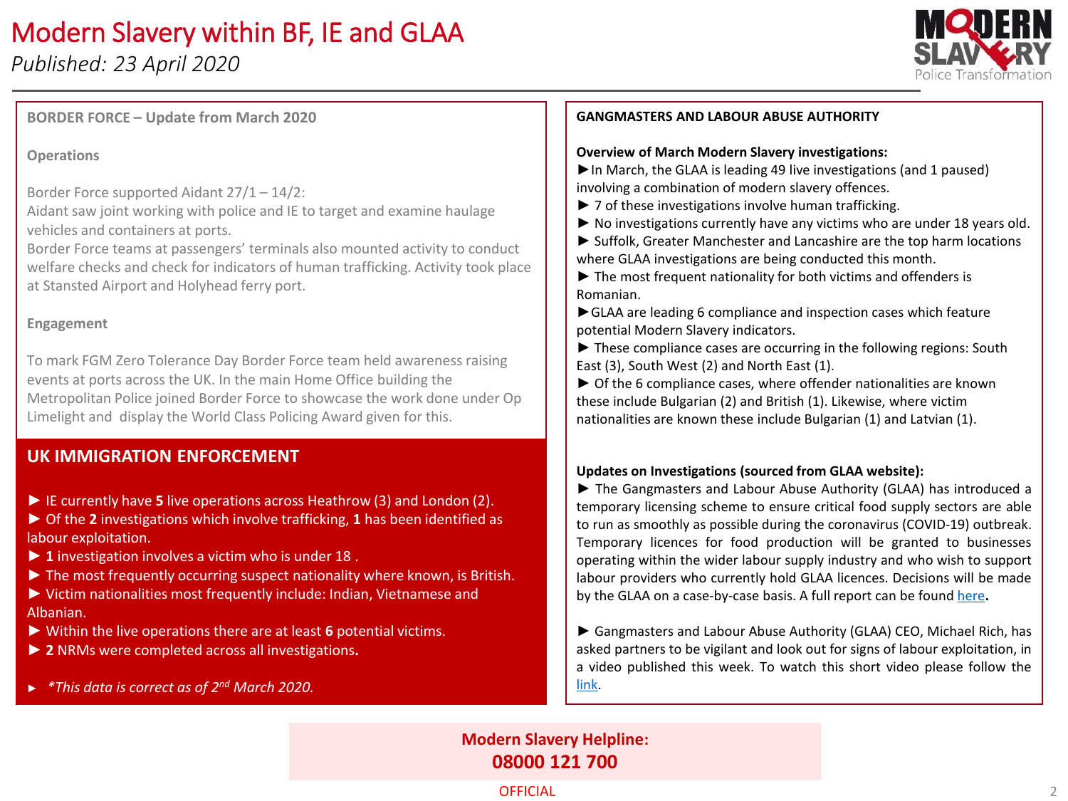# Modern Slavery within BF, IE and GLAA

*Published: 23 April 2020*

## BORDER FORCE – Update from March 2020

### Operations

Border Force supported Aidant 27/1 – 14/2:
Aidant saw joint working with police and IE to target and examine haulage vehicles and containers at ports.
Border Force teams at passengers' terminals also mounted activity to conduct welfare checks and check for indicators of human trafficking. Activity took place at Stansted Airport and Holyhead ferry port.

### Engagement

To mark FGM Zero Tolerance Day Border Force team held awareness raising events at ports across the UK. In the main Home Office building the Metropolitan Police joined Border Force to showcase the work done under Op Limelight and display the World Class Policing Award given for this.

## UK IMMIGRATION ENFORCEMENT

► IE currently have **5** live operations across Heathrow (3) and London (2).
► Of the **2** investigations which involve trafficking, **1** has been identified as labour exploitation.
► **1** investigation involves a victim who is under 18 .
► The most frequently occurring suspect nationality where known, is British.
► Victim nationalities most frequently include: Indian, Vietnamese and Albanian.
► Within the live operations there are at least **6** potential victims.
► **2** NRMs were completed across all investigations**.**

► *\*This data is correct as of 2nd March 2020.*

## GANGMASTERS AND LABOUR ABUSE AUTHORITY

**Overview of March Modern Slavery investigations:**
► In March, the GLAA is leading 49 live investigations (and 1 paused) involving a combination of modern slavery offences.
► 7 of these investigations involve human trafficking.
► No investigations currently have any victims who are under 18 years old.
► Suffolk, Greater Manchester and Lancashire are the top harm locations where GLAA investigations are being conducted this month.
► The most frequent nationality for both victims and offenders is Romanian.
► GLAA are leading 6 compliance and inspection cases which feature potential Modern Slavery indicators.
► These compliance cases are occurring in the following regions: South East (3), South West (2) and North East (1).
► Of the 6 compliance cases, where offender nationalities are known these include Bulgarian (2) and British (1). Likewise, where victim nationalities are known these include Bulgarian (1) and Latvian (1).

**Updates on Investigations (sourced from GLAA website):**
► The Gangmasters and Labour Abuse Authority (GLAA) has introduced a temporary licensing scheme to ensure critical food supply sectors are able to run as smoothly as possible during the coronavirus (COVID-19) outbreak. Temporary licences for food production will be granted to businesses operating within the wider labour supply industry and who wish to support labour providers who currently hold GLAA licences. Decisions will be made by the GLAA on a case-by-case basis. A full report can be found here**.**

► Gangmasters and Labour Abuse Authority (GLAA) CEO, Michael Rich, has asked partners to be vigilant and look out for signs of labour exploitation, in a video published this week. To watch this short video please follow the link.

**Modern Slavery Helpline:**
**08000 121 700**

OFFICIAL